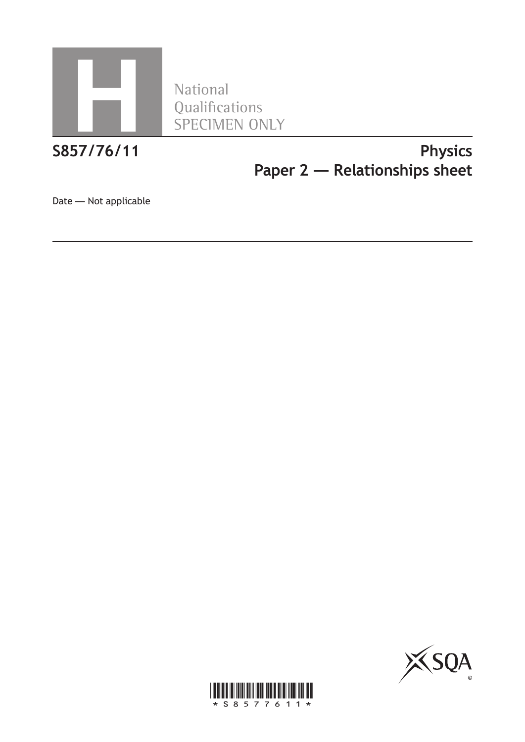National Qualifications SPECIMEN ONLY

# S857/76/11

# Physics
## Paper 2 — Relationships sheet

Date — Not applicable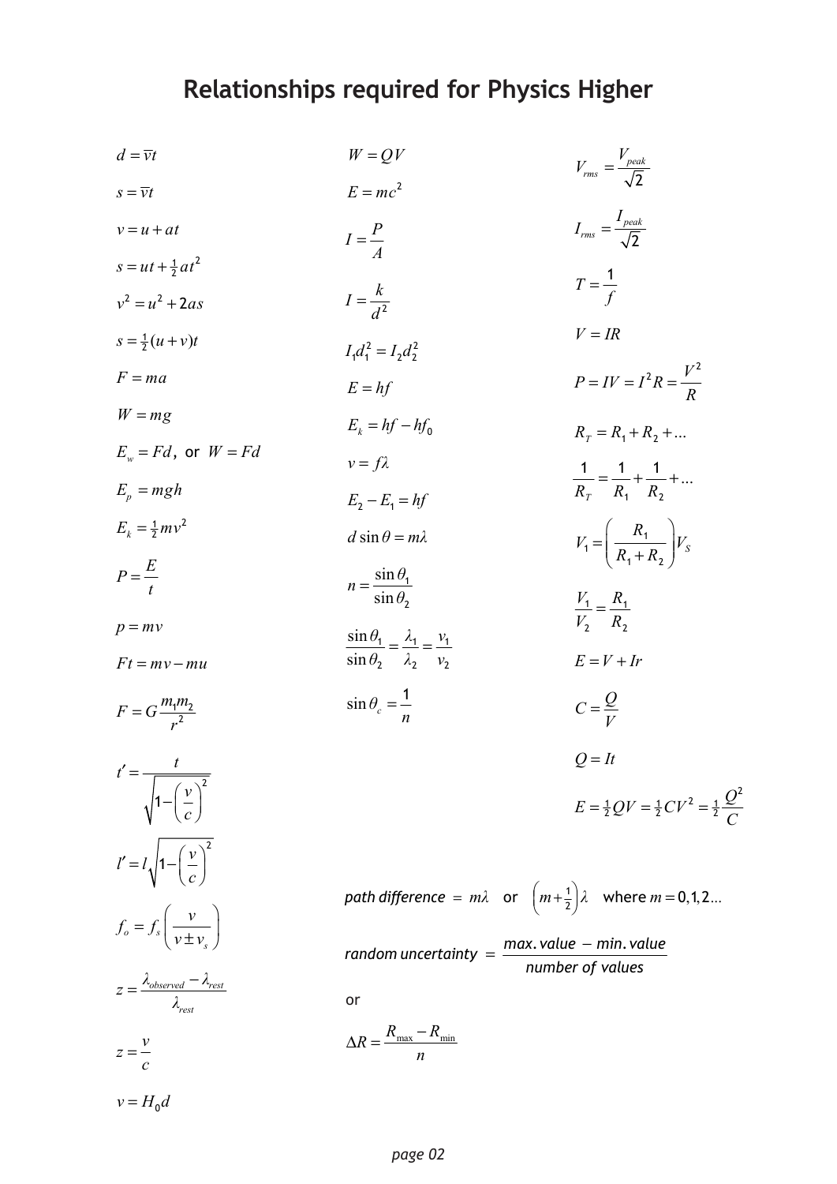# Relationships required for Physics Higher

$$d = \bar{v}t$$

$$s = \bar{v}t$$

$$v = u + at$$

$$s = ut + \tfrac{1}{2}at^2$$

$$v^2 = u^2 + 2as$$

$$s = \tfrac{1}{2}(u + v)t$$

$$F = ma$$

$$W = mg$$

$$E_w = Fd, \text{ or } W = Fd$$

$$E_p = mgh$$

$$E_k = \tfrac{1}{2}mv^2$$

$$P = \frac{E}{t}$$

$$p = mv$$

$$Ft = mv - mu$$

$$F = G\frac{m_1 m_2}{r^2}$$

$$t' = \frac{t}{\sqrt{1 - \left(\frac{v}{c}\right)^2}}$$

$$l' = l\sqrt{1 - \left(\frac{v}{c}\right)^2}$$

$$f_o = f_s\left(\frac{v}{v \pm v_s}\right)$$

$$z = \frac{\lambda_{observed} - \lambda_{rest}}{\lambda_{rest}}$$

$$z = \frac{v}{c}$$

$$v = H_0 d$$

$$W = QV$$

$$E = mc^2$$

$$I = \frac{P}{A}$$

$$I = \frac{k}{d^2}$$

$$I_1 d_1^2 = I_2 d_2^2$$

$$E = hf$$

$$E_k = hf - hf_0$$

$$v = f\lambda$$

$$E_2 - E_1 = hf$$

$$d \sin\theta = m\lambda$$

$$n = \frac{\sin\theta_1}{\sin\theta_2}$$

$$\frac{\sin\theta_1}{\sin\theta_2} = \frac{\lambda_1}{\lambda_2} = \frac{v_1}{v_2}$$

$$\sin\theta_c = \frac{1}{n}$$

$$V_{rms} = \frac{V_{peak}}{\sqrt{2}}$$

$$I_{rms} = \frac{I_{peak}}{\sqrt{2}}$$

$$T = \frac{1}{f}$$

$$V = IR$$

$$P = IV = I^2 R = \frac{V^2}{R}$$

$$R_T = R_1 + R_2 + \ldots$$

$$\frac{1}{R_T} = \frac{1}{R_1} + \frac{1}{R_2} + \ldots$$

$$V_1 = \left(\frac{R_1}{R_1 + R_2}\right)V_S$$

$$\frac{V_1}{V_2} = \frac{R_1}{R_2}$$

$$E = V + Ir$$

$$C = \frac{Q}{V}$$

$$Q = It$$

$$E = \tfrac{1}{2}QV = \tfrac{1}{2}CV^2 = \tfrac{1}{2}\frac{Q^2}{C}$$

*path difference* $= m\lambda$ or $\left(m + \tfrac{1}{2}\right)\lambda$ where $m = 0, 1, 2 \ldots$

*random uncertainty* $= \dfrac{\textit{max. value} - \textit{min. value}}{\textit{number of values}}$

or

$$\Delta R = \frac{R_{\max} - R_{\min}}{n}$$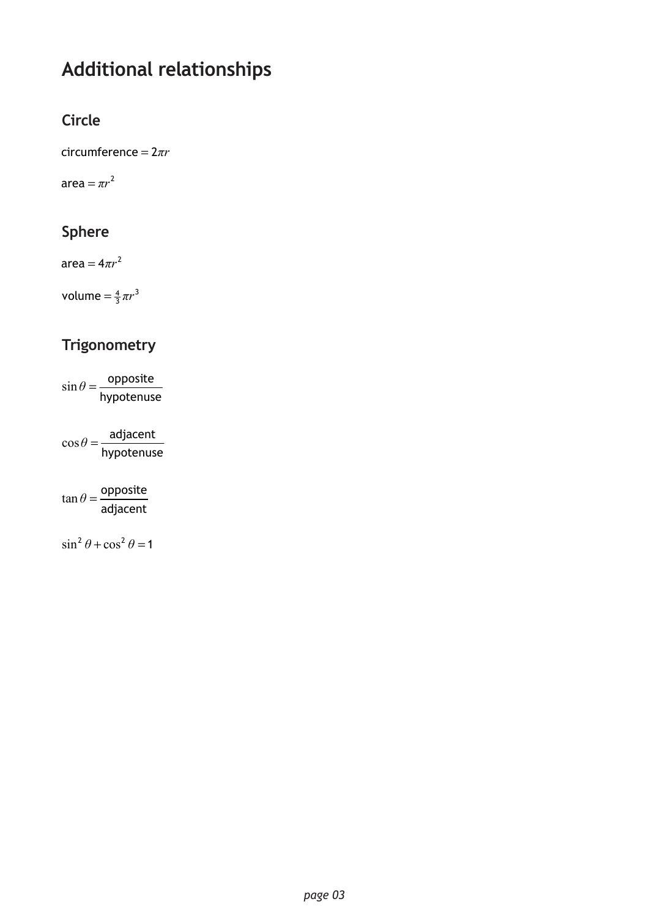# Additional relationships

## Circle

circumference $= 2\pi r$

area $= \pi r^2$

## Sphere

area $= 4\pi r^2$

volume $= \frac{4}{3}\pi r^3$

## Trigonometry

$$\sin\theta = \frac{\text{opposite}}{\text{hypotenuse}}$$

$$\cos\theta = \frac{\text{adjacent}}{\text{hypotenuse}}$$

$$\tan\theta = \frac{\text{opposite}}{\text{adjacent}}$$

$$\sin^2\theta + \cos^2\theta = 1$$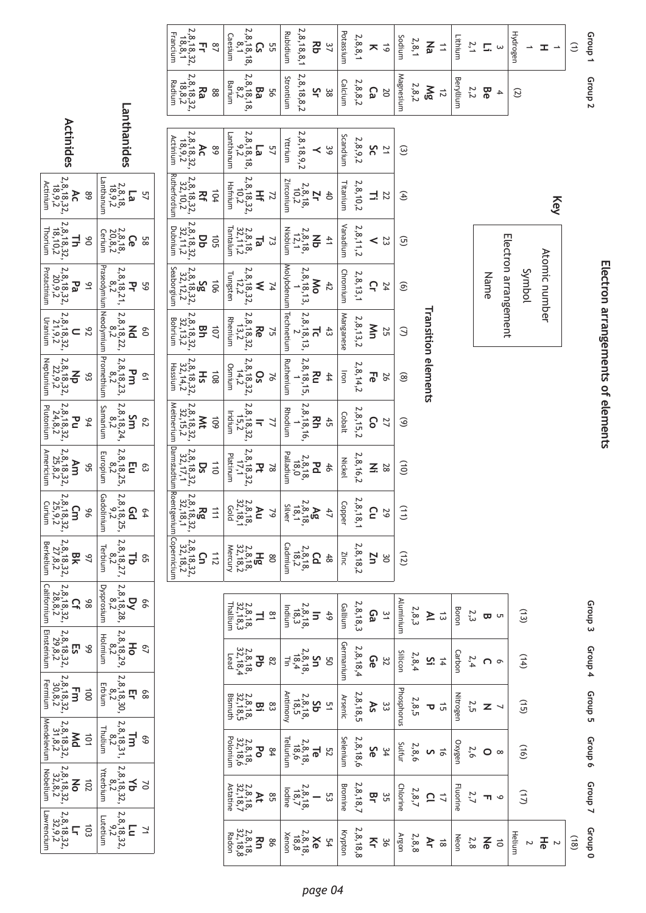# Electron arrangements of elements

**Key**

Atomic number
**Symbol**
Electron arrangement
Name

**Transition elements:** groups (3) to (12)

| Group 1 (1) | Group 2 (2) | (3) | (4) | (5) | (6) | (7) | (8) | (9) | (10) | (11) | (12) | Group 3 (13) | Group 4 (14) | Group 5 (15) | Group 6 (16) | Group 7 (17) | Group 0 (18) |
|---|---|---|---|---|---|---|---|---|---|---|---|---|---|---|---|---|---|
| 1 **H** 1 Hydrogen | | | | | | | | | | | | | | | | | 2 **He** 2 Helium |
| 3 **Li** 2,1 Lithium | 4 **Be** 2,2 Beryllium | | | | | | | | | | | 5 **B** 2,3 Boron | 6 **C** 2,4 Carbon | 7 **N** 2,5 Nitrogen | 8 **O** 2,6 Oxygen | 9 **F** 2,7 Fluorine | 10 **Ne** 2,8 Neon |
| 11 **Na** 2,8,1 Sodium | 12 **Mg** 2,8,2 Magnesium | | | | | | | | | | | 13 **Al** 2,8,3 Aluminium | 14 **Si** 2,8,4 Silicon | 15 **P** 2,8,5 Phosphorus | 16 **S** 2,8,6 Sulfur | 17 **Cl** 2,8,7 Chlorine | 18 **Ar** 2,8,8 Argon |
| 19 **K** 2,8,8,1 Potassium | 20 **Ca** 2,8,8,2 Calcium | 21 **Sc** 2,8,9,2 Scandium | 22 **Ti** 2,8,10,2 Titanium | 23 **V** 2,8,11,2 Vanadium | 24 **Cr** 2,8,13,1 Chromium | 25 **Mn** 2,8,13,2 Manganese | 26 **Fe** 2,8,14,2 Iron | 27 **Co** 2,8,15,2 Cobalt | 28 **Ni** 2,8,16,2 Nickel | 29 **Cu** 2,8,18,1 Copper | 30 **Zn** 2,8,18,2 Zinc | 31 **Ga** 2,8,18,3 Gallium | 32 **Ge** 2,8,18,4 Germanium | 33 **As** 2,8,18,5 Arsenic | 34 **Se** 2,8,18,6 Selenium | 35 **Br** 2,8,18,7 Bromine | 36 **Kr** 2,8,18,8 Krypton |
| 37 **Rb** 2,8,18,8,1 Rubidium | 38 **Sr** 2,8,18,8,2 Strontium | 39 **Y** 2,8,18,9,2 Yttrium | 40 **Zr** 2,8,18,10,2 Zirconium | 41 **Nb** 2,8,18,12,1 Niobium | 42 **Mo** 2,8,18,13,1 Molybdenum | 43 **Tc** 2,8,18,13,2 Technetium | 44 **Ru** 2,8,18,15,1 Ruthenium | 45 **Rh** 2,8,18,16,1 Rhodium | 46 **Pd** 2,8,18,18,0 Palladium | 47 **Ag** 2,8,18,18,1 Silver | 48 **Cd** 2,8,18,18,2 Cadmium | 49 **In** 2,8,18,18,3 Indium | 50 **Sn** 2,8,18,18,4 Tin | 51 **Sb** 2,8,18,18,5 Antimony | 52 **Te** 2,8,18,18,6 Tellurium | 53 **I** 2,8,18,18,7 Iodine | 54 **Xe** 2,8,18,18,8 Xenon |
| 55 **Cs** 2,8,18,18,8,1 Caesium | 56 **Ba** 2,8,18,18,8,2 Barium | 57 **La** 2,8,18,18,9,2 Lanthanum | 72 **Hf** 2,8,18,32,10,2 Hafnium | 73 **Ta** 2,8,18,32,11,2 Tantalum | 74 **W** 2,8,18,32,12,2 Tungsten | 75 **Re** 2,8,18,32,13,2 Rhenium | 76 **Os** 2,8,18,32,14,2 Osmium | 77 **Ir** 2,8,18,32,15,2 Iridium | 78 **Pt** 2,8,18,32,17,1 Platinum | 79 **Au** 2,8,18,32,18,1 Gold | 80 **Hg** 2,8,18,32,18,2 Mercury | 81 **Tl** 2,8,18,32,18,3 Thallium | 82 **Pb** 2,8,18,32,18,4 Lead | 83 **Bi** 2,8,18,32,18,5 Bismuth | 84 **Po** 2,8,18,32,18,6 Polonium | 85 **At** 2,8,18,32,18,7 Astatine | 86 **Rn** 2,8,18,32,18,8 Radon |
| 87 **Fr** 2,8,18,32,18,8,1 Francium | 88 **Ra** 2,8,18,32,18,8,2 Radium | 89 **Ac** 2,8,18,32,18,9,2 Actinium | 104 **Rf** 2,8,18,32,32,10,2 Rutherfordium | 105 **Db** 2,8,18,32,32,11,2 Dubnium | 106 **Sg** 2,8,18,32,32,12,2 Seaborgium | 107 **Bh** 2,8,18,32,32,13,2 Bohrium | 108 **Hs** 2,8,18,32,32,14,2 Hassium | 109 **Mt** 2,8,18,32,32,15,2 Meitnerium | 110 **Ds** 2,8,18,32,32,17,1 Darmstadtium | 111 **Rg** 2,8,18,32,32,18,1 Roentgenium | 112 **Cn** 2,8,18,32,32,18,2 Copernicium | | | | | | |

## Lanthanides

| | | | | | | | | | | | | | | |
|---|---|---|---|---|---|---|---|---|---|---|---|---|---|---|
| 57 **La** 2,8,18,18,9,2 Lanthanum | 58 **Ce** 2,8,18,20,8,2 Cerium | 59 **Pr** 2,8,18,21,8,2 Praseodymium | 60 **Nd** 2,8,18,22,8,2 Neodymium | 61 **Pm** 2,8,18,23,8,2 Promethium | 62 **Sm** 2,8,18,24,8,2 Samarium | 63 **Eu** 2,8,18,25,8,2 Europium | 64 **Gd** 2,8,18,25,9,2 Gadolinium | 65 **Tb** 2,8,18,27,8,2 Terbium | 66 **Dy** 2,8,18,28,8,2 Dysprosium | 67 **Ho** 2,8,18,29,8,2 Holmium | 68 **Er** 2,8,18,30,8,2 Erbium | 69 **Tm** 2,8,18,31,8,2 Thulium | 70 **Yb** 2,8,18,32,8,2 Ytterbium | 71 **Lu** 2,8,18,32,9,2 Lutetium |

## Actinides

| | | | | | | | | | | | | | | |
|---|---|---|---|---|---|---|---|---|---|---|---|---|---|---|
| 89 **Ac** 2,8,18,32,18,9,2 Actinium | 90 **Th** 2,8,18,32,18,10,2 Thorium | 91 **Pa** 2,8,18,32,20,9,2 Protactinium | 92 **U** 2,8,18,32,21,9,2 Uranium | 93 **Np** 2,8,18,32,22,9,2 Neptunium | 94 **Pu** 2,8,18,32,24,8,2 Plutonium | 95 **Am** 2,8,18,32,25,8,2 Americium | 96 **Cm** 2,8,18,32,25,9,2 Curium | 97 **Bk** 2,8,18,32,27,8,2 Berkelium | 98 **Cf** 2,8,18,32,28,8,2 Californium | 99 **Es** 2,8,18,32,29,8,2 Einsteinium | 100 **Fm** 2,8,18,32,30,8,2 Fermium | 101 **Md** 2,8,18,32,31,8,2 Mendelevium | 102 **No** 2,8,18,32,32,8,2 Nobelium | 103 **Lr** 2,8,18,32,32,9,2 Lawrencium |